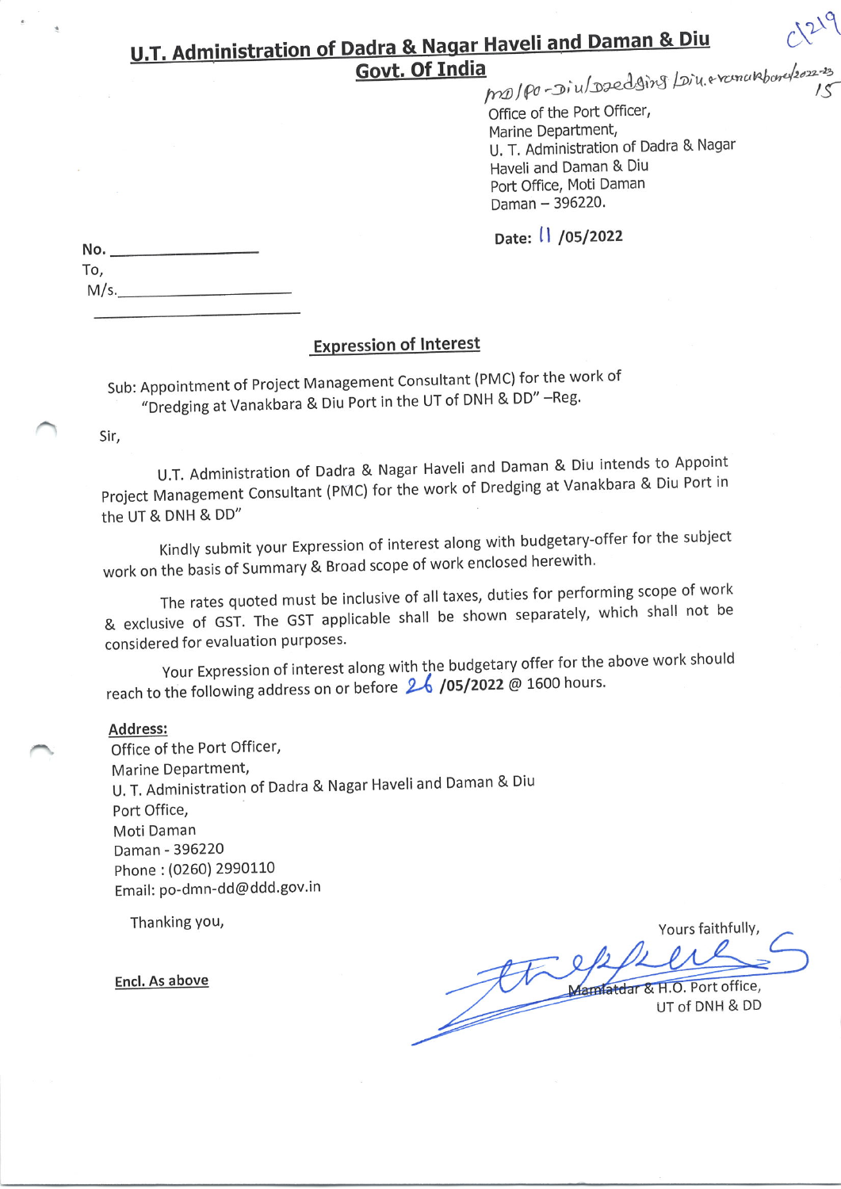## U.T. Administration of Dadra & Nagar Haveli and Daman & Diu

## Govt. Of India

C/219

MD/PO-Diu/Dredging/Diu.e-vanakbara/2022-23/15

Office of the Port Officer,
Marine Department,
U. T. Administration of Dadra & Nagar Haveli and Daman & Diu
Port Office, Moti Daman
Daman – 396220.

**Date: 11 /05/2022**

**No.** ____________

To,

M/s.____________

____________

### Expression of Interest

Sub: Appointment of Project Management Consultant (PMC) for the work of "Dredging at Vanakbara & Diu Port in the UT of DNH & DD" –Reg.

Sir,

U.T. Administration of Dadra & Nagar Haveli and Daman & Diu intends to Appoint Project Management Consultant (PMC) for the work of Dredging at Vanakbara & Diu Port in the UT & DNH & DD"

Kindly submit your Expression of interest along with budgetary-offer for the subject work on the basis of Summary & Broad scope of work enclosed herewith.

The rates quoted must be inclusive of all taxes, duties for performing scope of work & exclusive of GST. The GST applicable shall be shown separately, which shall not be considered for evaluation purposes.

Your Expression of interest along with the budgetary offer for the above work should reach to the following address on or before **26 /05/2022** @ 1600 hours.

**Address:**

Office of the Port Officer,
Marine Department,
U. T. Administration of Dadra & Nagar Haveli and Daman & Diu
Port Office,
Moti Daman
Daman - 396220
Phone : (0260) 2990110
Email: po-dmn-dd@ddd.gov.in

Thanking you,

Yours faithfully,

Mamlatdar & H.O. Port office,
UT of DNH & DD

**Encl. As above**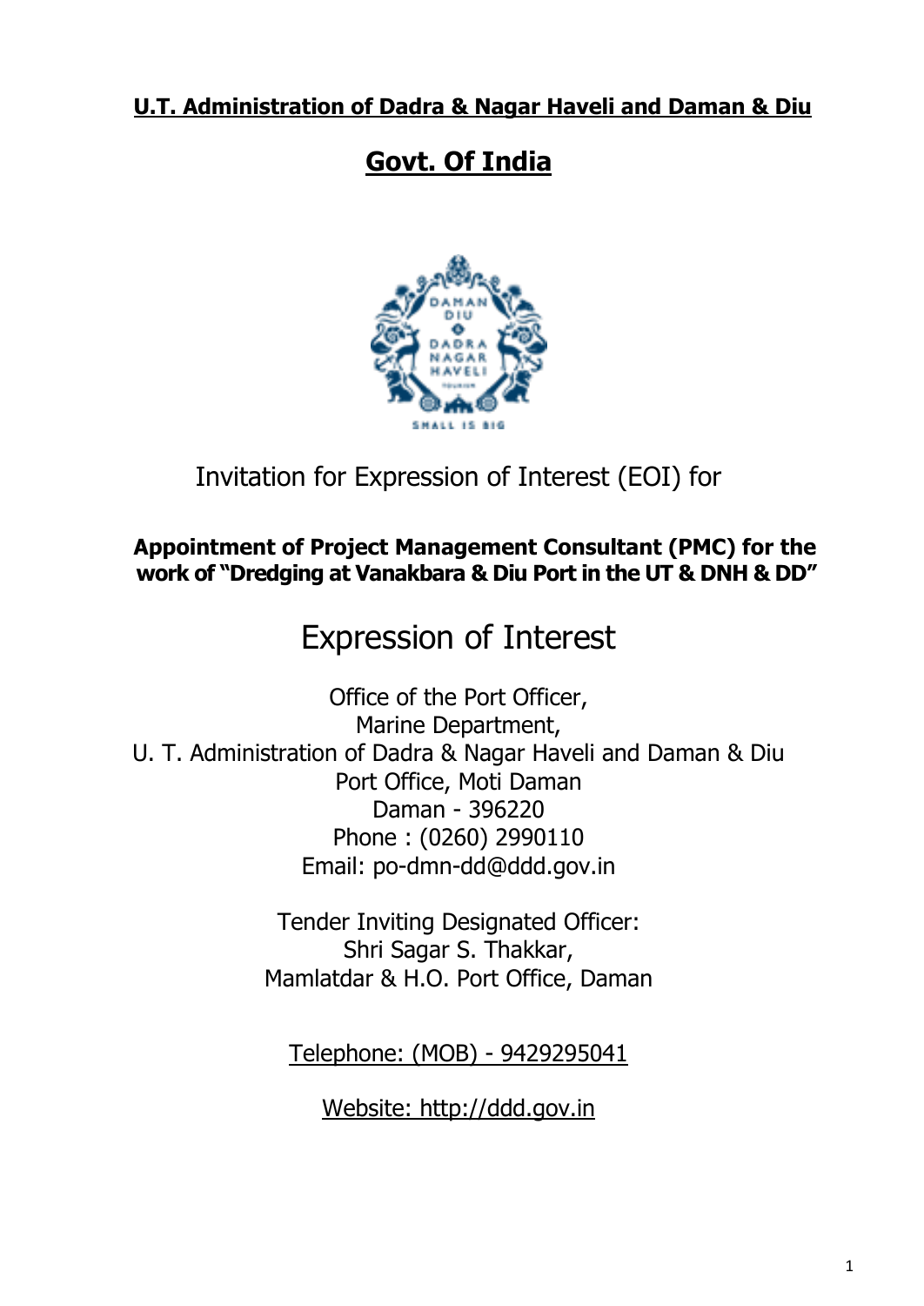**U.T. Administration of Dadra & Nagar Haveli and Daman & Diu**

# Govt. Of India

Invitation for Expression of Interest (EOI) for

**Appointment of Project Management Consultant (PMC) for the work of "Dredging at Vanakbara & Diu Port in the UT & DNH & DD"**

# Expression of Interest

Office of the Port Officer,
Marine Department,
U. T. Administration of Dadra & Nagar Haveli and Daman & Diu
Port Office, Moti Daman
Daman - 396220
Phone : (0260) 2990110
Email: po-dmn-dd@ddd.gov.in

Tender Inviting Designated Officer:
Shri Sagar S. Thakkar,
Mamlatdar & H.O. Port Office, Daman

Telephone: (MOB) - 9429295041

Website: http://ddd.gov.in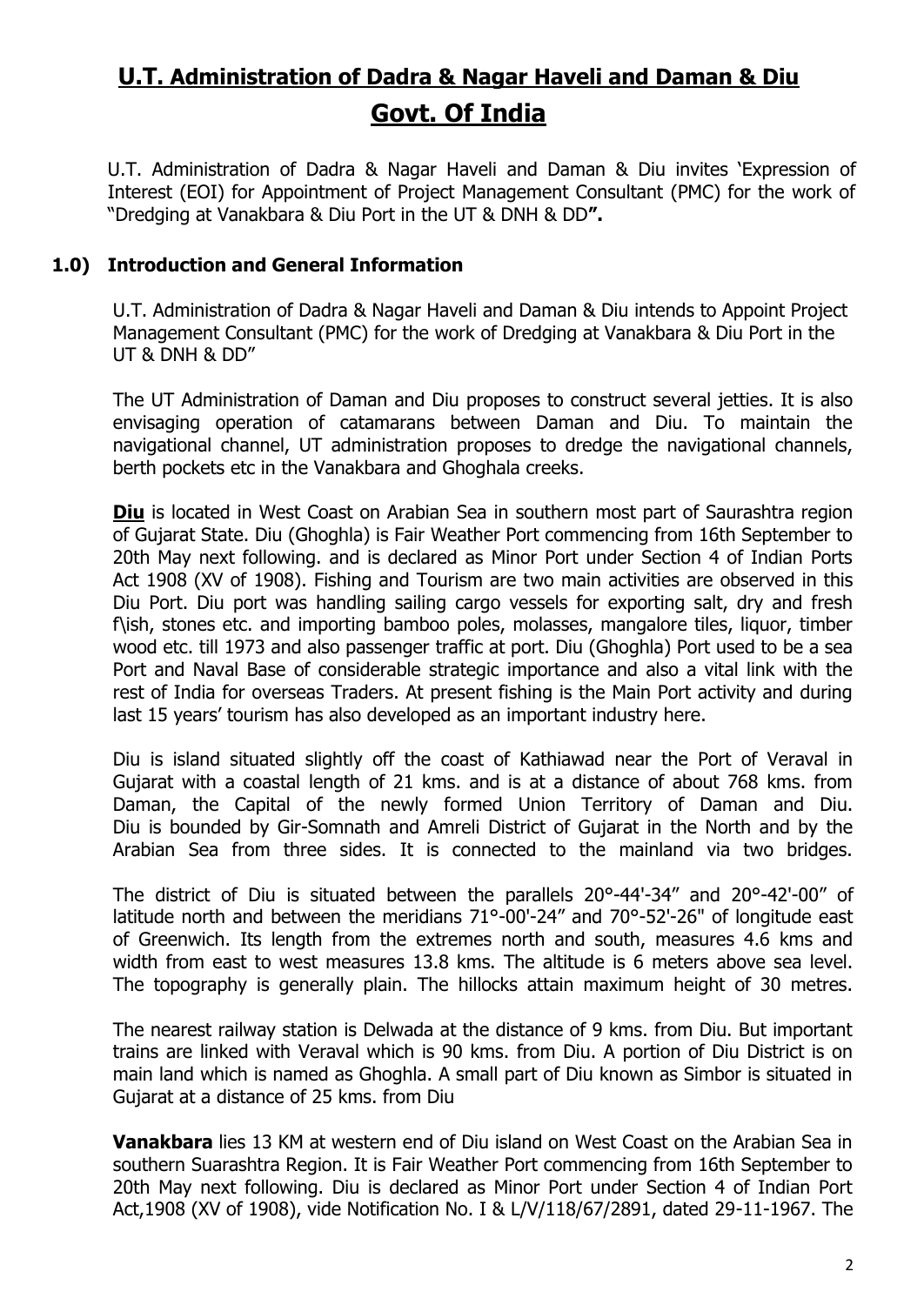# U.T. Administration of Dadra & Nagar Haveli and Daman & Diu

# Govt. Of India

U.T. Administration of Dadra & Nagar Haveli and Daman & Diu invites 'Expression of Interest (EOI) for Appointment of Project Management Consultant (PMC) for the work of "Dredging at Vanakbara & Diu Port in the UT & DNH & DD**".**

## 1.0) Introduction and General Information

U.T. Administration of Dadra & Nagar Haveli and Daman & Diu intends to Appoint Project Management Consultant (PMC) for the work of Dredging at Vanakbara & Diu Port in the UT & DNH & DD"

The UT Administration of Daman and Diu proposes to construct several jetties. It is also envisaging operation of catamarans between Daman and Diu. To maintain the navigational channel, UT administration proposes to dredge the navigational channels, berth pockets etc in the Vanakbara and Ghoghala creeks.

**Diu** is located in West Coast on Arabian Sea in southern most part of Saurashtra region of Gujarat State. Diu (Ghoghla) is Fair Weather Port commencing from 16th September to 20th May next following. and is declared as Minor Port under Section 4 of Indian Ports Act 1908 (XV of 1908). Fishing and Tourism are two main activities are observed in this Diu Port. Diu port was handling sailing cargo vessels for exporting salt, dry and fresh f\ish, stones etc. and importing bamboo poles, molasses, mangalore tiles, liquor, timber wood etc. till 1973 and also passenger traffic at port. Diu (Ghoghla) Port used to be a sea Port and Naval Base of considerable strategic importance and also a vital link with the rest of India for overseas Traders. At present fishing is the Main Port activity and during last 15 years' tourism has also developed as an important industry here.

Diu is island situated slightly off the coast of Kathiawad near the Port of Veraval in Gujarat with a coastal length of 21 kms. and is at a distance of about 768 kms. from Daman, the Capital of the newly formed Union Territory of Daman and Diu. Diu is bounded by Gir-Somnath and Amreli District of Gujarat in the North and by the Arabian Sea from three sides. It is connected to the mainland via two bridges.

The district of Diu is situated between the parallels 20°-44'-34" and 20°-42'-00" of latitude north and between the meridians 71°-00'-24" and 70°-52'-26" of longitude east of Greenwich. Its length from the extremes north and south, measures 4.6 kms and width from east to west measures 13.8 kms. The altitude is 6 meters above sea level. The topography is generally plain. The hillocks attain maximum height of 30 metres.

The nearest railway station is Delwada at the distance of 9 kms. from Diu. But important trains are linked with Veraval which is 90 kms. from Diu. A portion of Diu District is on main land which is named as Ghoghla. A small part of Diu known as Simbor is situated in Gujarat at a distance of 25 kms. from Diu

**Vanakbara** lies 13 KM at western end of Diu island on West Coast on the Arabian Sea in southern Suarashtra Region. It is Fair Weather Port commencing from 16th September to 20th May next following. Diu is declared as Minor Port under Section 4 of Indian Port Act,1908 (XV of 1908), vide Notification No. I & L/V/118/67/2891, dated 29-11-1967. The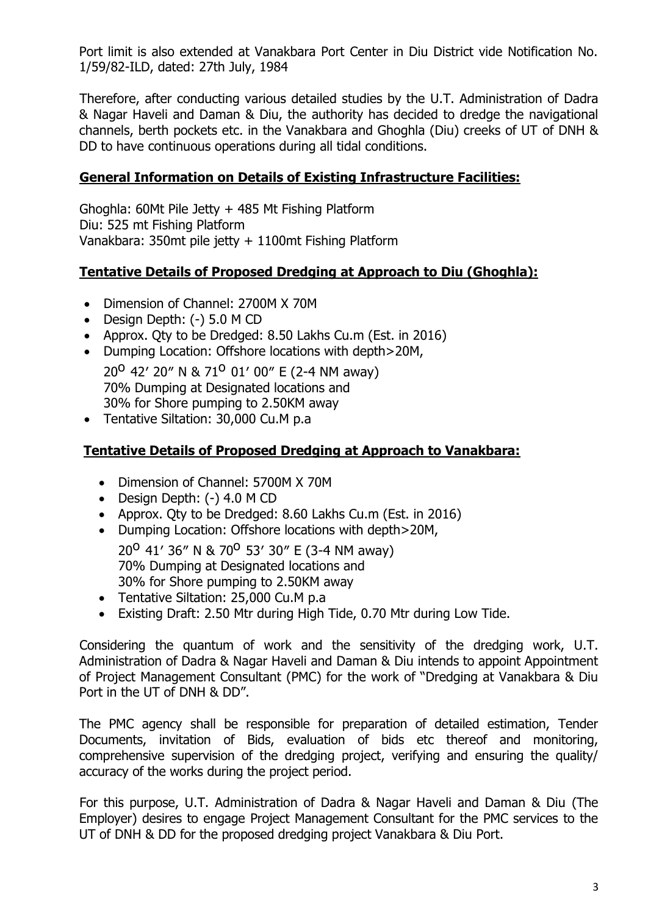Port limit is also extended at Vanakbara Port Center in Diu District vide Notification No. 1/59/82-ILD, dated: 27th July, 1984

Therefore, after conducting various detailed studies by the U.T. Administration of Dadra & Nagar Haveli and Daman & Diu, the authority has decided to dredge the navigational channels, berth pockets etc. in the Vanakbara and Ghoghla (Diu) creeks of UT of DNH & DD to have continuous operations during all tidal conditions.

**General Information on Details of Existing Infrastructure Facilities:**

Ghoghla: 60Mt Pile Jetty + 485 Mt Fishing Platform
Diu: 525 mt Fishing Platform
Vanakbara: 350mt pile jetty + 1100mt Fishing Platform

**Tentative Details of Proposed Dredging at Approach to Diu (Ghoghla):**

- Dimension of Channel: 2700M X 70M
- Design Depth: (-) 5.0 M CD
- Approx. Qty to be Dredged: 8.50 Lakhs Cu.m (Est. in 2016)
- Dumping Location: Offshore locations with depth>20M,
  $20^{o}$ 42′ 20″ N & $71^{o}$ 01′ 00″ E (2-4 NM away)
  70% Dumping at Designated locations and
  30% for Shore pumping to 2.50KM away
- Tentative Siltation: 30,000 Cu.M p.a

**Tentative Details of Proposed Dredging at Approach to Vanakbara:**

- Dimension of Channel: 5700M X 70M
- Design Depth: (-) 4.0 M CD
- Approx. Qty to be Dredged: 8.60 Lakhs Cu.m (Est. in 2016)
- Dumping Location: Offshore locations with depth>20M,
  $20^{o}$ 41′ 36″ N & $70^{o}$ 53′ 30″ E (3-4 NM away)
  70% Dumping at Designated locations and
  30% for Shore pumping to 2.50KM away
- Tentative Siltation: 25,000 Cu.M p.a
- Existing Draft: 2.50 Mtr during High Tide, 0.70 Mtr during Low Tide.

Considering the quantum of work and the sensitivity of the dredging work, U.T. Administration of Dadra & Nagar Haveli and Daman & Diu intends to appoint Appointment of Project Management Consultant (PMC) for the work of "Dredging at Vanakbara & Diu Port in the UT of DNH & DD".

The PMC agency shall be responsible for preparation of detailed estimation, Tender Documents, invitation of Bids, evaluation of bids etc thereof and monitoring, comprehensive supervision of the dredging project, verifying and ensuring the quality/ accuracy of the works during the project period.

For this purpose, U.T. Administration of Dadra & Nagar Haveli and Daman & Diu (The Employer) desires to engage Project Management Consultant for the PMC services to the UT of DNH & DD for the proposed dredging project Vanakbara & Diu Port.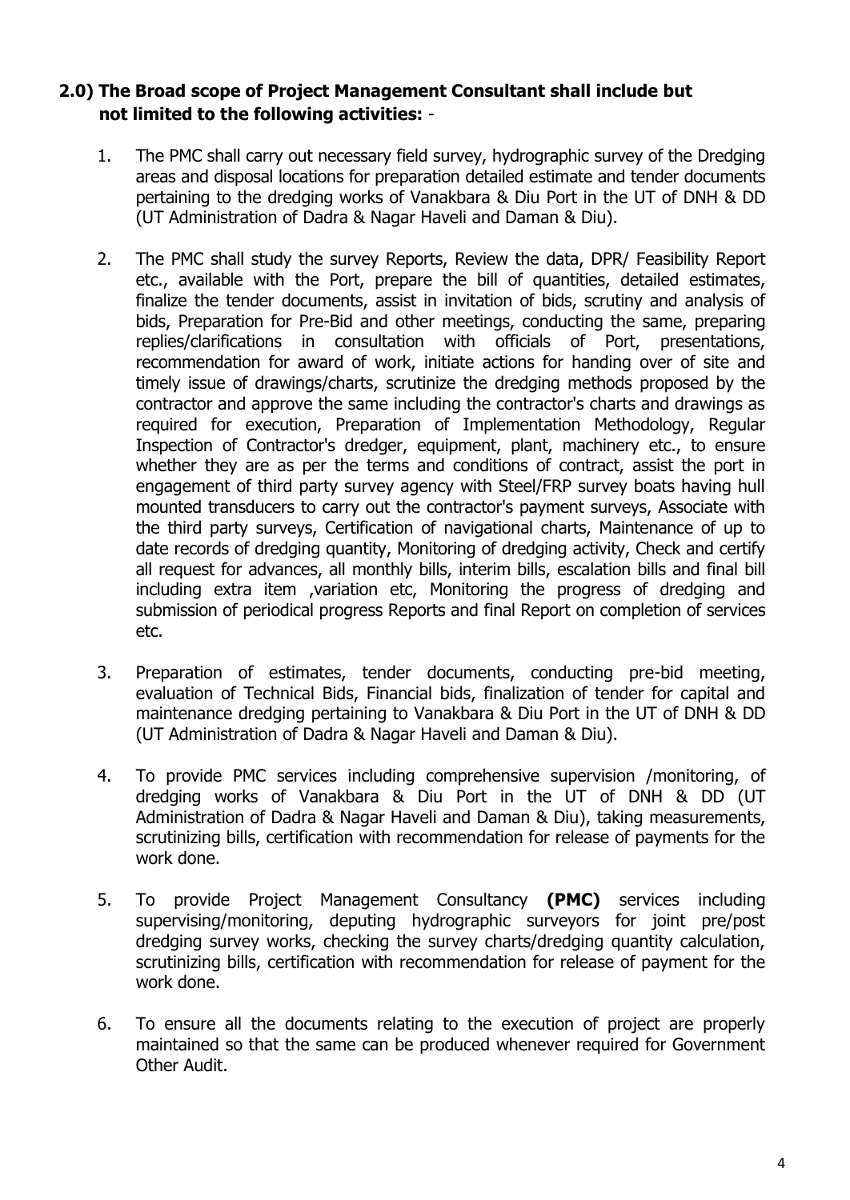## 2.0) The Broad scope of Project Management Consultant shall include but not limited to the following activities: -

1. The PMC shall carry out necessary field survey, hydrographic survey of the Dredging areas and disposal locations for preparation detailed estimate and tender documents pertaining to the dredging works of Vanakbara & Diu Port in the UT of DNH & DD (UT Administration of Dadra & Nagar Haveli and Daman & Diu).

2. The PMC shall study the survey Reports, Review the data, DPR/ Feasibility Report etc., available with the Port, prepare the bill of quantities, detailed estimates, finalize the tender documents, assist in invitation of bids, scrutiny and analysis of bids, Preparation for Pre-Bid and other meetings, conducting the same, preparing replies/clarifications in consultation with officials of Port, presentations, recommendation for award of work, initiate actions for handing over of site and timely issue of drawings/charts, scrutinize the dredging methods proposed by the contractor and approve the same including the contractor's charts and drawings as required for execution, Preparation of Implementation Methodology, Regular Inspection of Contractor's dredger, equipment, plant, machinery etc., to ensure whether they are as per the terms and conditions of contract, assist the port in engagement of third party survey agency with Steel/FRP survey boats having hull mounted transducers to carry out the contractor's payment surveys, Associate with the third party surveys, Certification of navigational charts, Maintenance of up to date records of dredging quantity, Monitoring of dredging activity, Check and certify all request for advances, all monthly bills, interim bills, escalation bills and final bill including extra item ,variation etc, Monitoring the progress of dredging and submission of periodical progress Reports and final Report on completion of services etc.

3. Preparation of estimates, tender documents, conducting pre-bid meeting, evaluation of Technical Bids, Financial bids, finalization of tender for capital and maintenance dredging pertaining to Vanakbara & Diu Port in the UT of DNH & DD (UT Administration of Dadra & Nagar Haveli and Daman & Diu).

4. To provide PMC services including comprehensive supervision /monitoring, of dredging works of Vanakbara & Diu Port in the UT of DNH & DD (UT Administration of Dadra & Nagar Haveli and Daman & Diu), taking measurements, scrutinizing bills, certification with recommendation for release of payments for the work done.

5. To provide Project Management Consultancy **(PMC)** services including supervising/monitoring, deputing hydrographic surveyors for joint pre/post dredging survey works, checking the survey charts/dredging quantity calculation, scrutinizing bills, certification with recommendation for release of payment for the work done.

6. To ensure all the documents relating to the execution of project are properly maintained so that the same can be produced whenever required for Government Other Audit.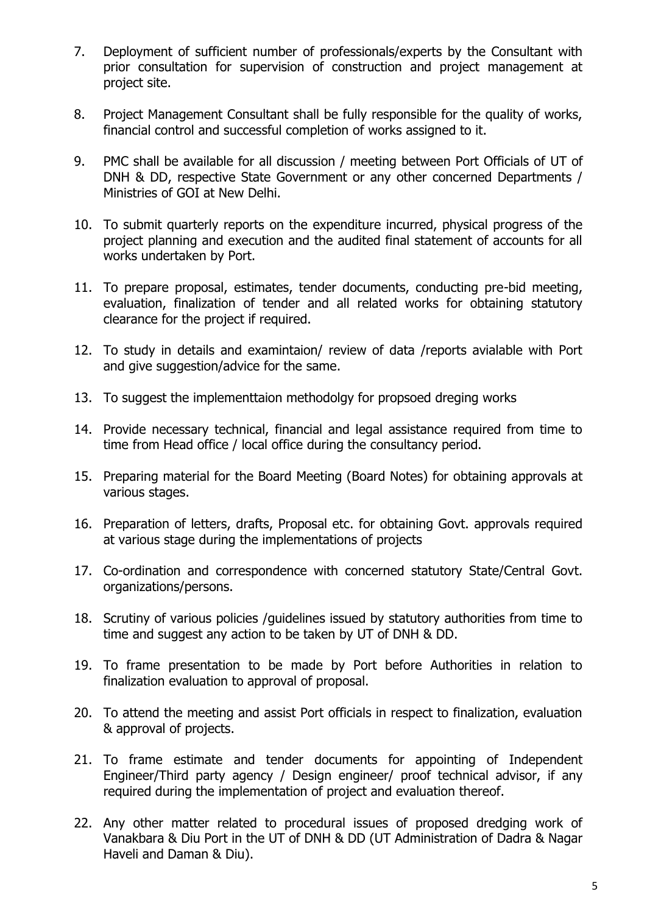7. Deployment of sufficient number of professionals/experts by the Consultant with prior consultation for supervision of construction and project management at project site.

8. Project Management Consultant shall be fully responsible for the quality of works, financial control and successful completion of works assigned to it.

9. PMC shall be available for all discussion / meeting between Port Officials of UT of DNH & DD, respective State Government or any other concerned Departments / Ministries of GOI at New Delhi.

10. To submit quarterly reports on the expenditure incurred, physical progress of the project planning and execution and the audited final statement of accounts for all works undertaken by Port.

11. To prepare proposal, estimates, tender documents, conducting pre-bid meeting, evaluation, finalization of tender and all related works for obtaining statutory clearance for the project if required.

12. To study in details and examintaion/ review of data /reports avialable with Port and give suggestion/advice for the same.

13. To suggest the implementtaion methodolgy for propsoed dreging works

14. Provide necessary technical, financial and legal assistance required from time to time from Head office / local office during the consultancy period.

15. Preparing material for the Board Meeting (Board Notes) for obtaining approvals at various stages.

16. Preparation of letters, drafts, Proposal etc. for obtaining Govt. approvals required at various stage during the implementations of projects

17. Co-ordination and correspondence with concerned statutory State/Central Govt. organizations/persons.

18. Scrutiny of various policies /guidelines issued by statutory authorities from time to time and suggest any action to be taken by UT of DNH & DD.

19. To frame presentation to be made by Port before Authorities in relation to finalization evaluation to approval of proposal.

20. To attend the meeting and assist Port officials in respect to finalization, evaluation & approval of projects.

21. To frame estimate and tender documents for appointing of Independent Engineer/Third party agency / Design engineer/ proof technical advisor, if any required during the implementation of project and evaluation thereof.

22. Any other matter related to procedural issues of proposed dredging work of Vanakbara & Diu Port in the UT of DNH & DD (UT Administration of Dadra & Nagar Haveli and Daman & Diu).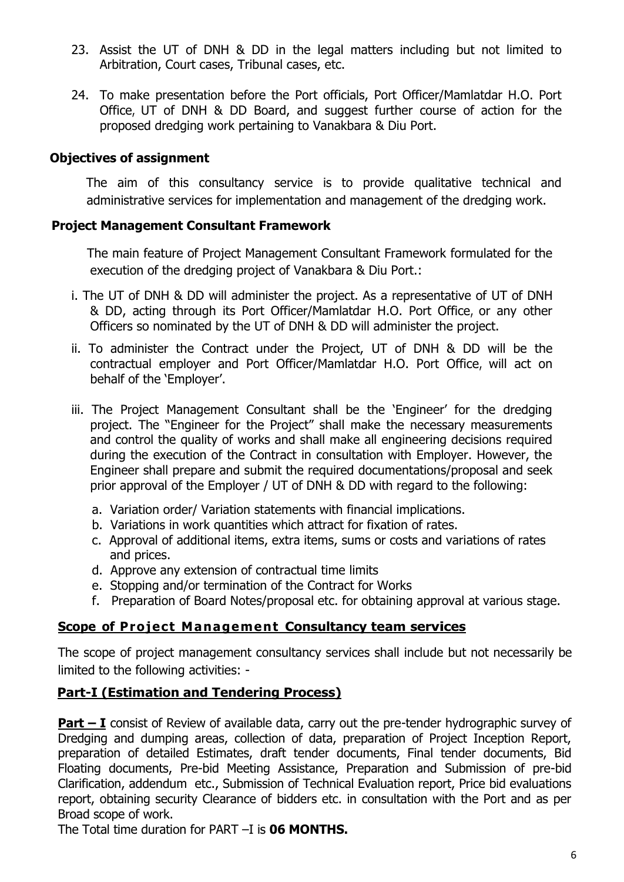23. Assist the UT of DNH & DD in the legal matters including but not limited to Arbitration, Court cases, Tribunal cases, etc.

24. To make presentation before the Port officials, Port Officer/Mamlatdar H.O. Port Office, UT of DNH & DD Board, and suggest further course of action for the proposed dredging work pertaining to Vanakbara & Diu Port.

### Objectives of assignment

The aim of this consultancy service is to provide qualitative technical and administrative services for implementation and management of the dredging work.

### Project Management Consultant Framework

The main feature of Project Management Consultant Framework formulated for the execution of the dredging project of Vanakbara & Diu Port.:

i. The UT of DNH & DD will administer the project. As a representative of UT of DNH & DD, acting through its Port Officer/Mamlatdar H.O. Port Office, or any other Officers so nominated by the UT of DNH & DD will administer the project.

ii. To administer the Contract under the Project, UT of DNH & DD will be the contractual employer and Port Officer/Mamlatdar H.O. Port Office, will act on behalf of the 'Employer'.

iii. The Project Management Consultant shall be the 'Engineer' for the dredging project. The "Engineer for the Project" shall make the necessary measurements and control the quality of works and shall make all engineering decisions required during the execution of the Contract in consultation with Employer. However, the Engineer shall prepare and submit the required documentations/proposal and seek prior approval of the Employer / UT of DNH & DD with regard to the following:

   a. Variation order/ Variation statements with financial implications.
   b. Variations in work quantities which attract for fixation of rates.
   c. Approval of additional items, extra items, sums or costs and variations of rates and prices.
   d. Approve any extension of contractual time limits
   e. Stopping and/or termination of the Contract for Works
   f. Preparation of Board Notes/proposal etc. for obtaining approval at various stage.

### Scope of Project Management Consultancy team services

The scope of project management consultancy services shall include but not necessarily be limited to the following activities: -

### Part-I (Estimation and Tendering Process)

**Part – I** consist of Review of available data, carry out the pre-tender hydrographic survey of Dredging and dumping areas, collection of data, preparation of Project Inception Report, preparation of detailed Estimates, draft tender documents, Final tender documents, Bid Floating documents, Pre-bid Meeting Assistance, Preparation and Submission of pre-bid Clarification, addendum etc., Submission of Technical Evaluation report, Price bid evaluations report, obtaining security Clearance of bidders etc. in consultation with the Port and as per Broad scope of work.

The Total time duration for PART –I is **06 MONTHS.**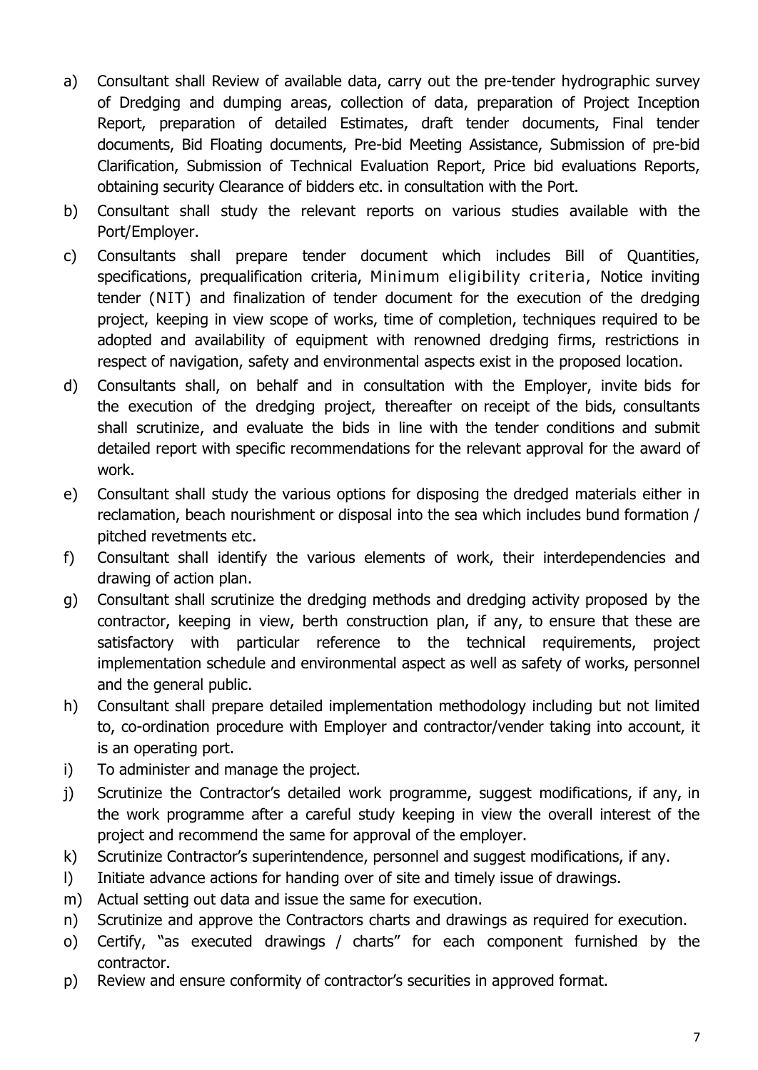a) Consultant shall Review of available data, carry out the pre-tender hydrographic survey of Dredging and dumping areas, collection of data, preparation of Project Inception Report, preparation of detailed Estimates, draft tender documents, Final tender documents, Bid Floating documents, Pre-bid Meeting Assistance, Submission of pre-bid Clarification, Submission of Technical Evaluation Report, Price bid evaluations Reports, obtaining security Clearance of bidders etc. in consultation with the Port.

b) Consultant shall study the relevant reports on various studies available with the Port/Employer.

c) Consultants shall prepare tender document which includes Bill of Quantities, specifications, prequalification criteria, Minimum eligibility criteria, Notice inviting tender (NIT) and finalization of tender document for the execution of the dredging project, keeping in view scope of works, time of completion, techniques required to be adopted and availability of equipment with renowned dredging firms, restrictions in respect of navigation, safety and environmental aspects exist in the proposed location.

d) Consultants shall, on behalf and in consultation with the Employer, invite bids for the execution of the dredging project, thereafter on receipt of the bids, consultants shall scrutinize, and evaluate the bids in line with the tender conditions and submit detailed report with specific recommendations for the relevant approval for the award of work.

e) Consultant shall study the various options for disposing the dredged materials either in reclamation, beach nourishment or disposal into the sea which includes bund formation / pitched revetments etc.

f) Consultant shall identify the various elements of work, their interdependencies and drawing of action plan.

g) Consultant shall scrutinize the dredging methods and dredging activity proposed by the contractor, keeping in view, berth construction plan, if any, to ensure that these are satisfactory with particular reference to the technical requirements, project implementation schedule and environmental aspect as well as safety of works, personnel and the general public.

h) Consultant shall prepare detailed implementation methodology including but not limited to, co-ordination procedure with Employer and contractor/vender taking into account, it is an operating port.

i) To administer and manage the project.

j) Scrutinize the Contractor's detailed work programme, suggest modifications, if any, in the work programme after a careful study keeping in view the overall interest of the project and recommend the same for approval of the employer.

k) Scrutinize Contractor's superintendence, personnel and suggest modifications, if any.

l) Initiate advance actions for handing over of site and timely issue of drawings.

m) Actual setting out data and issue the same for execution.

n) Scrutinize and approve the Contractors charts and drawings as required for execution.

o) Certify, "as executed drawings / charts" for each component furnished by the contractor.

p) Review and ensure conformity of contractor's securities in approved format.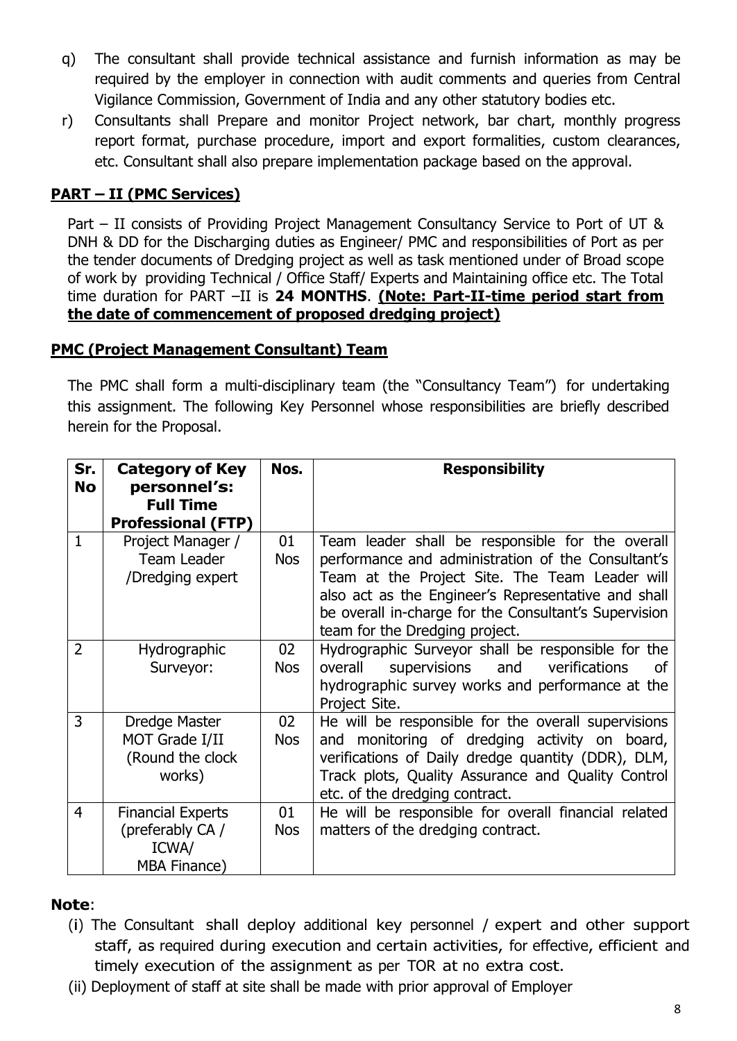q) The consultant shall provide technical assistance and furnish information as may be required by the employer in connection with audit comments and queries from Central Vigilance Commission, Government of India and any other statutory bodies etc.

r) Consultants shall Prepare and monitor Project network, bar chart, monthly progress report format, purchase procedure, import and export formalities, custom clearances, etc. Consultant shall also prepare implementation package based on the approval.

## **PART – II (PMC Services)**

Part – II consists of Providing Project Management Consultancy Service to Port of UT & DNH & DD for the Discharging duties as Engineer/ PMC and responsibilities of Port as per the tender documents of Dredging project as well as task mentioned under of Broad scope of work by providing Technical / Office Staff/ Experts and Maintaining office etc. The Total time duration for PART –II is **24 MONTHS**. **(Note: Part-II-time period start from the date of commencement of proposed dredging project)**

## **PMC (Project Management Consultant) Team**

The PMC shall form a multi-disciplinary team (the "Consultancy Team") for undertaking this assignment. The following Key Personnel whose responsibilities are briefly described herein for the Proposal.

| Sr. No | Category of Key personnel's: Full Time Professional (FTP) | Nos. | Responsibility |
|---|---|---|---|
| 1 | Project Manager / Team Leader /Dredging expert | 01 Nos | Team leader shall be responsible for the overall performance and administration of the Consultant's Team at the Project Site. The Team Leader will also act as the Engineer's Representative and shall be overall in-charge for the Consultant's Supervision team for the Dredging project. |
| 2 | Hydrographic Surveyor: | 02 Nos | Hydrographic Surveyor shall be responsible for the overall supervisions and verifications of hydrographic survey works and performance at the Project Site. |
| 3 | Dredge Master MOT Grade I/II (Round the clock works) | 02 Nos | He will be responsible for the overall supervisions and monitoring of dredging activity on board, verifications of Daily dredge quantity (DDR), DLM, Track plots, Quality Assurance and Quality Control etc. of the dredging contract. |
| 4 | Financial Experts (preferably CA / ICWA/ MBA Finance) | 01 Nos | He will be responsible for overall financial related matters of the dredging contract. |

**Note**:

(i) The Consultant shall deploy additional key personnel / expert and other support staff, as required during execution and certain activities, for effective, efficient and timely execution of the assignment as per TOR at no extra cost.

(ii) Deployment of staff at site shall be made with prior approval of Employer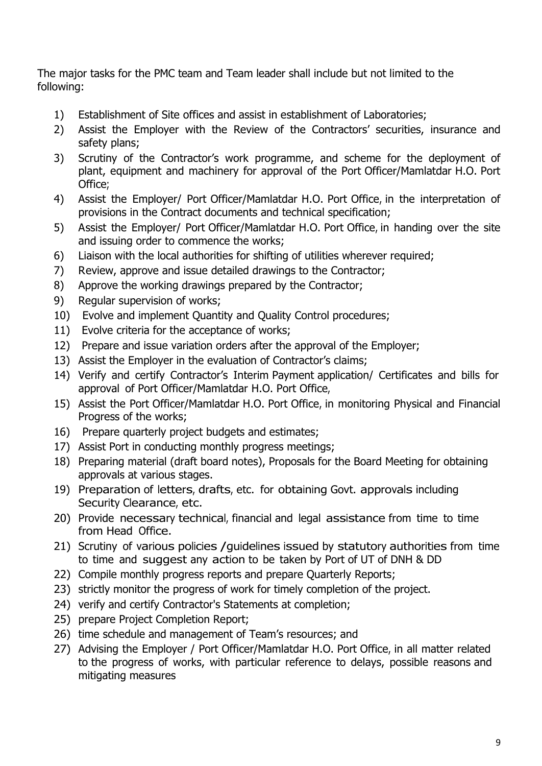The major tasks for the PMC team and Team leader shall include but not limited to the following:

1) Establishment of Site offices and assist in establishment of Laboratories;
2) Assist the Employer with the Review of the Contractors' securities, insurance and safety plans;
3) Scrutiny of the Contractor's work programme, and scheme for the deployment of plant, equipment and machinery for approval of the Port Officer/Mamlatdar H.O. Port Office;
4) Assist the Employer/ Port Officer/Mamlatdar H.O. Port Office, in the interpretation of provisions in the Contract documents and technical specification;
5) Assist the Employer/ Port Officer/Mamlatdar H.O. Port Office, in handing over the site and issuing order to commence the works;
6) Liaison with the local authorities for shifting of utilities wherever required;
7) Review, approve and issue detailed drawings to the Contractor;
8) Approve the working drawings prepared by the Contractor;
9) Regular supervision of works;
10) Evolve and implement Quantity and Quality Control procedures;
11) Evolve criteria for the acceptance of works;
12) Prepare and issue variation orders after the approval of the Employer;
13) Assist the Employer in the evaluation of Contractor's claims;
14) Verify and certify Contractor's Interim Payment application/ Certificates and bills for approval of Port Officer/Mamlatdar H.O. Port Office,
15) Assist the Port Officer/Mamlatdar H.O. Port Office, in monitoring Physical and Financial Progress of the works;
16) Prepare quarterly project budgets and estimates;
17) Assist Port in conducting monthly progress meetings;
18) Preparing material (draft board notes), Proposals for the Board Meeting for obtaining approvals at various stages.
19) Preparation of letters, drafts, etc. for obtaining Govt. approvals including Security Clearance, etc.
20) Provide necessary technical, financial and legal assistance from time to time from Head Office.
21) Scrutiny of various policies /guidelines issued by statutory authorities from time to time and suggest any action to be taken by Port of UT of DNH & DD
22) Compile monthly progress reports and prepare Quarterly Reports;
23) strictly monitor the progress of work for timely completion of the project.
24) verify and certify Contractor's Statements at completion;
25) prepare Project Completion Report;
26) time schedule and management of Team's resources; and
27) Advising the Employer / Port Officer/Mamlatdar H.O. Port Office, in all matter related to the progress of works, with particular reference to delays, possible reasons and mitigating measures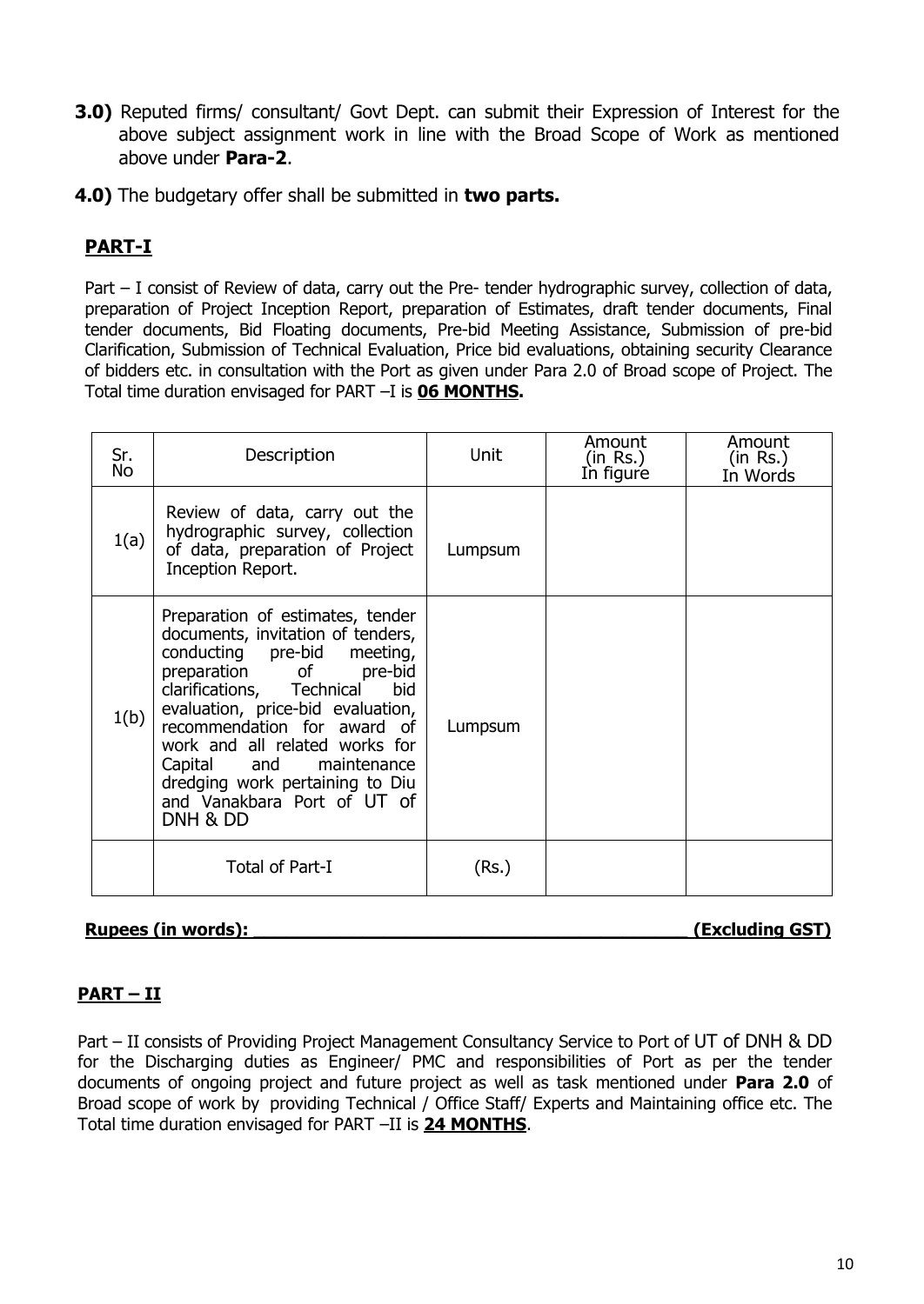**3.0)** Reputed firms/ consultant/ Govt Dept. can submit their Expression of Interest for the above subject assignment work in line with the Broad Scope of Work as mentioned above under **Para-2**.

**4.0)** The budgetary offer shall be submitted in **two parts.**

## PART-I

Part – I consist of Review of data, carry out the Pre- tender hydrographic survey, collection of data, preparation of Project Inception Report, preparation of Estimates, draft tender documents, Final tender documents, Bid Floating documents, Pre-bid Meeting Assistance, Submission of pre-bid Clarification, Submission of Technical Evaluation, Price bid evaluations, obtaining security Clearance of bidders etc. in consultation with the Port as given under Para 2.0 of Broad scope of Project. The Total time duration envisaged for PART –I is **06 MONTHS.**

| Sr. No | Description | Unit | Amount (in Rs.) In figure | Amount (in Rs.) In Words |
|---|---|---|---|---|
| 1(a) | Review of data, carry out the hydrographic survey, collection of data, preparation of Project Inception Report. | Lumpsum | | |
| 1(b) | Preparation of estimates, tender documents, invitation of tenders, conducting pre-bid meeting, preparation of pre-bid clarifications, Technical bid evaluation, price-bid evaluation, recommendation for award of work and all related works for Capital and maintenance dredging work pertaining to Diu and Vanakbara Port of UT of DNH & DD | Lumpsum | | |
| | Total of Part-I | (Rs.) | | |

**Rupees (in words): ___________________________________________ (Excluding GST)**

## PART – II

Part – II consists of Providing Project Management Consultancy Service to Port of UT of DNH & DD for the Discharging duties as Engineer/ PMC and responsibilities of Port as per the tender documents of ongoing project and future project as well as task mentioned under **Para 2.0** of Broad scope of work by providing Technical / Office Staff/ Experts and Maintaining office etc. The Total time duration envisaged for PART –II is **24 MONTHS**.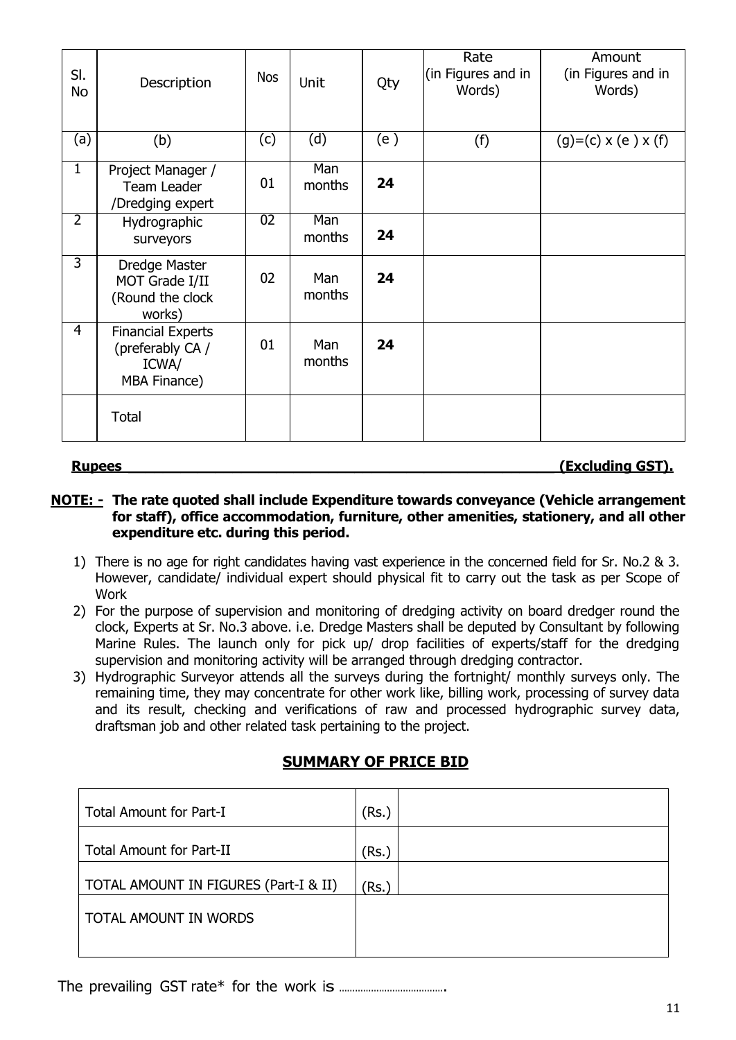| Sl. No | Description | Nos | Unit | Qty | Rate (in Figures and in Words) | Amount (in Figures and in Words) |
|---|---|---|---|---|---|---|
| (a) | (b) | (c) | (d) | (e ) | (f) | (g)=(c) x (e ) x (f) |
| 1 | Project Manager / Team Leader /Dredging expert | 01 | Man months | **24** | | |
| 2 | Hydrographic surveyors | 02 | Man months | **24** | | |
| 3 | Dredge Master MOT Grade I/II (Round the clock works) | 02 | Man months | **24** | | |
| 4 | Financial Experts (preferably CA / ICWA/ MBA Finance) | 01 | Man months | **24** | | |
| | Total | | | | | |

**Rupees \_\_\_\_\_\_\_\_\_\_\_\_\_\_\_\_\_\_\_\_\_\_\_\_\_\_\_\_\_\_\_\_\_\_\_\_\_\_\_\_\_\_\_\_\_\_\_\_\_\_ (Excluding GST).**

**NOTE: - The rate quoted shall include Expenditure towards conveyance (Vehicle arrangement for staff), office accommodation, furniture, other amenities, stationery, and all other expenditure etc. during this period.**

1) There is no age for right candidates having vast experience in the concerned field for Sr. No.2 & 3. However, candidate/ individual expert should physical fit to carry out the task as per Scope of Work
2) For the purpose of supervision and monitoring of dredging activity on board dredger round the clock, Experts at Sr. No.3 above. i.e. Dredge Masters shall be deputed by Consultant by following Marine Rules. The launch only for pick up/ drop facilities of experts/staff for the dredging supervision and monitoring activity will be arranged through dredging contractor.
3) Hydrographic Surveyor attends all the surveys during the fortnight/ monthly surveys only. The remaining time, they may concentrate for other work like, billing work, processing of survey data and its result, checking and verifications of raw and processed hydrographic survey data, draftsman job and other related task pertaining to the project.

## SUMMARY OF PRICE BID

| | | |
|---|---|---|
| Total Amount for Part-I | (Rs.) | |
| Total Amount for Part-II | (Rs.) | |
| TOTAL AMOUNT IN FIGURES (Part-I & II) | (Rs.) | |
| TOTAL AMOUNT IN WORDS | | |

The prevailing GST rate* for the work is …………………………………